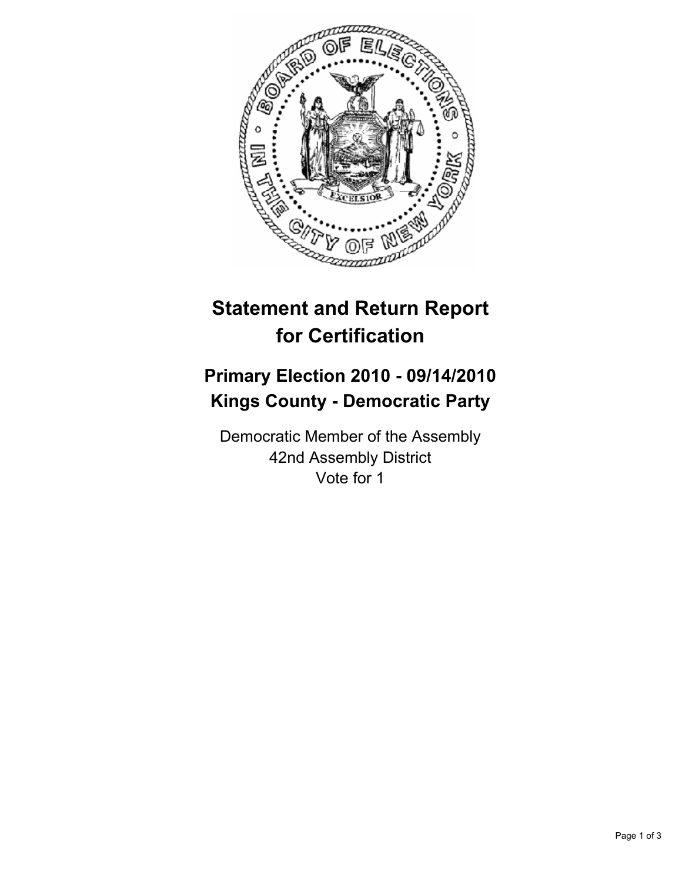# Statement and Return Report for Certification

## Primary Election 2010 - 09/14/2010
## Kings County - Democratic Party

Democratic Member of the Assembly
42nd Assembly District
Vote for 1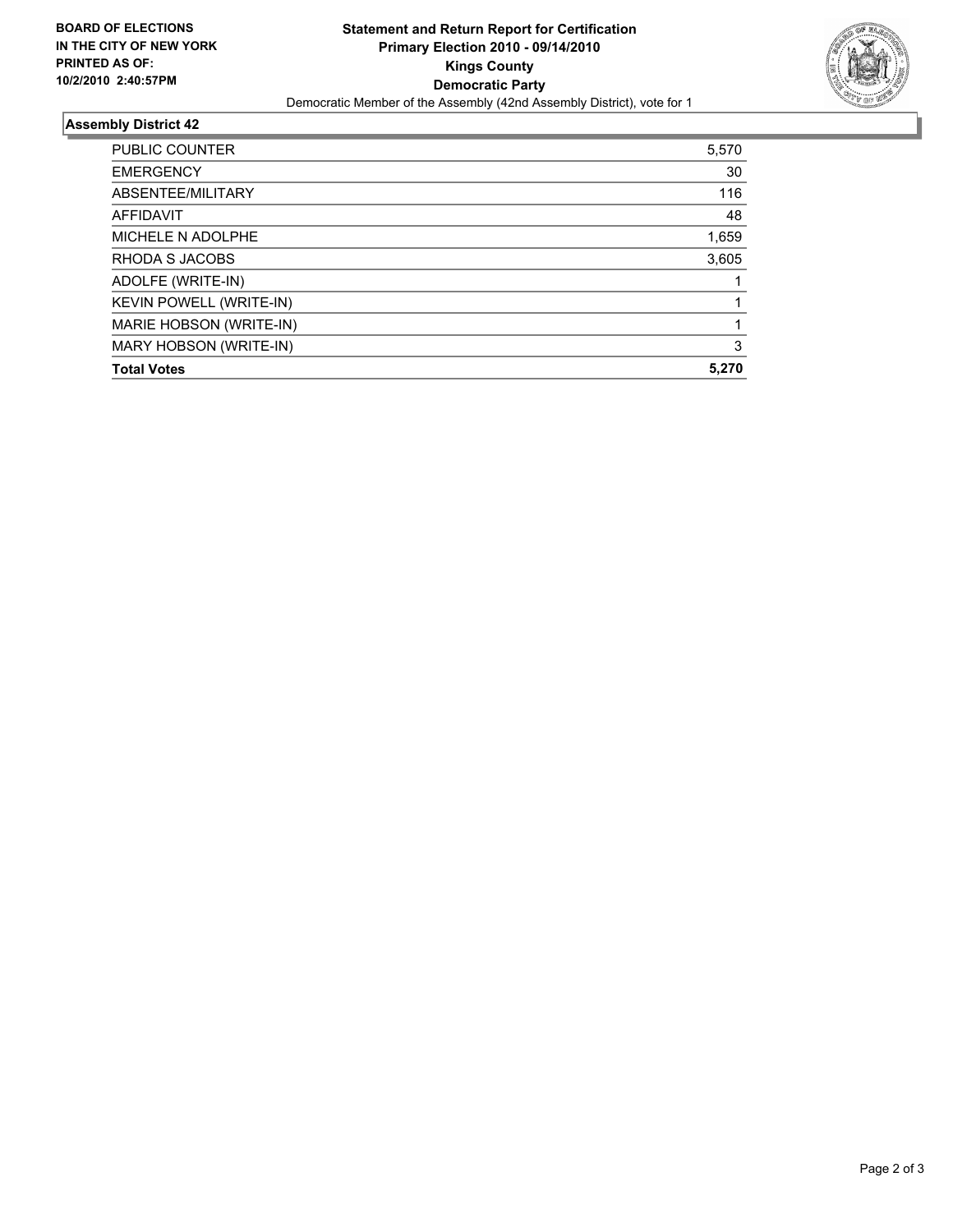**BOARD OF ELECTIONS**
**IN THE CITY OF NEW YORK**
**PRINTED AS OF:**
**10/2/2010 2:40:57PM**

# Statement and Return Report for Certification
## Primary Election 2010 - 09/14/2010
## Kings County
## Democratic Party

Democratic Member of the Assembly (42nd Assembly District), vote for 1

### Assembly District 42

| | |
|---|---|
| PUBLIC COUNTER | 5,570 |
| EMERGENCY | 30 |
| ABSENTEE/MILITARY | 116 |
| AFFIDAVIT | 48 |
| MICHELE N ADOLPHE | 1,659 |
| RHODA S JACOBS | 3,605 |
| ADOLFE (WRITE-IN) | 1 |
| KEVIN POWELL (WRITE-IN) | 1 |
| MARIE HOBSON (WRITE-IN) | 1 |
| MARY HOBSON (WRITE-IN) | 3 |
| **Total Votes** | **5,270** |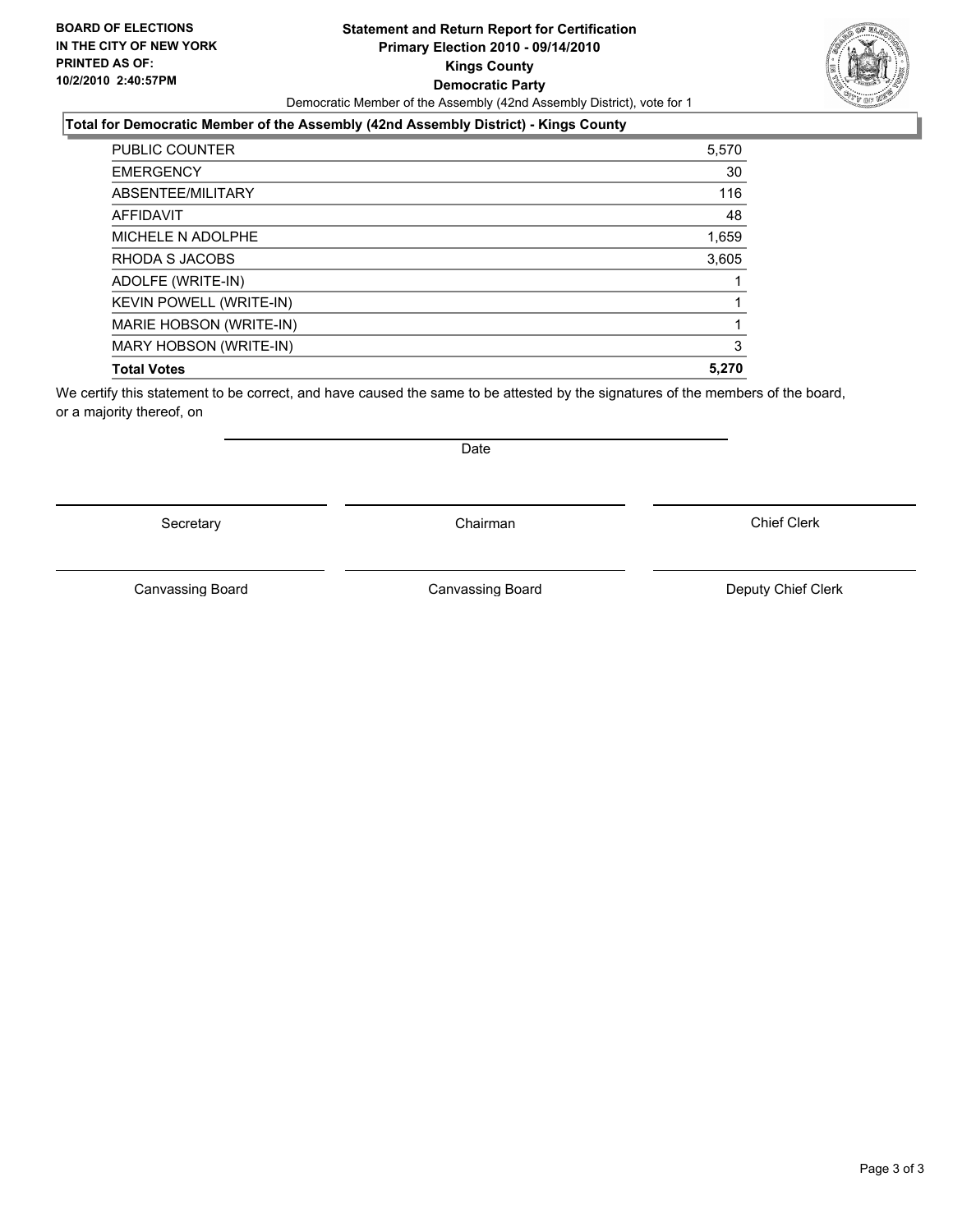**BOARD OF ELECTIONS**
**IN THE CITY OF NEW YORK**
**PRINTED AS OF:**
**10/2/2010 2:40:57PM**

# Statement and Return Report for Certification
## Primary Election 2010 - 09/14/2010
## Kings County
## Democratic Party

Democratic Member of the Assembly (42nd Assembly District), vote for 1

### Total for Democratic Member of the Assembly (42nd Assembly District) - Kings County

| | |
|---|---|
| PUBLIC COUNTER | 5,570 |
| EMERGENCY | 30 |
| ABSENTEE/MILITARY | 116 |
| AFFIDAVIT | 48 |
| MICHELE N ADOLPHE | 1,659 |
| RHODA S JACOBS | 3,605 |
| ADOLFE (WRITE-IN) | 1 |
| KEVIN POWELL (WRITE-IN) | 1 |
| MARIE HOBSON (WRITE-IN) | 1 |
| MARY HOBSON (WRITE-IN) | 3 |
| **Total Votes** | **5,270** |

We certify this statement to be correct, and have caused the same to be attested by the signatures of the members of the board, or a majority thereof, on

Date

Secretary

Chairman

Chief Clerk

Canvassing Board

Canvassing Board

Deputy Chief Clerk